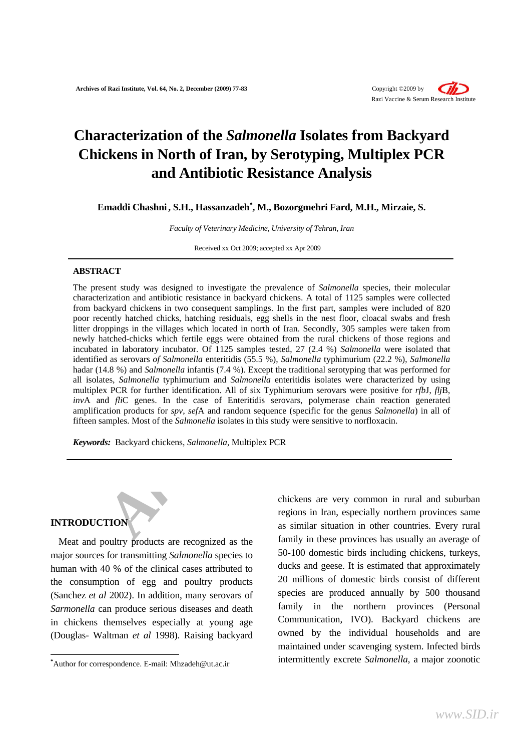# Characterization of the *Salmonella* Isolates from Backyard Chickens in North of Iran, by Serotyping, Multiplex PCR and Antibiotic Resistance Analysis

**Emaddi Chashni, S.H., Hassanzadeh*, M., Bozorgmehri Fard, M.H., Mirzaie, S.**

*Faculty of Veterinary Medicine, University of Tehran, Iran*

Received xx Oct 2009; accepted xx Apr 2009

---

**ABSTRACT**

The present study was designed to investigate the prevalence of *Salmonella* species, their molecular characterization and antibiotic resistance in backyard chickens. A total of 1125 samples were collected from backyard chickens in two consequent samplings. In the first part, samples were included of 820 poor recently hatched chicks, hatching residuals, egg shells in the nest floor, cloacal swabs and fresh litter droppings in the villages which located in north of Iran. Secondly, 305 samples were taken from newly hatched-chicks which fertile eggs were obtained from the rural chickens of those regions and incubated in laboratory incubator. Of 1125 samples tested, 27 (2.4 %) *Salmonella* were isolated that identified as serovars *of Salmonella* enteritidis (55.5 %), *Salmonella* typhimurium (22.2 %), *Salmonella* hadar (14.8 %) and *Salmonella* infantis (7.4 %). Except the traditional serotyping that was performed for all isolates, *Salmonella* typhimurium and *Salmonella* enteritidis isolates were characterized by using multiplex PCR for further identification. All of six Typhimurium serovars were positive for *rfbJ*, *flj*B, *inv*A and *fli*C genes. In the case of Enteritidis serovars, polymerase chain reaction generated amplification products for *spv*, *sef*A and random sequence (specific for the genus *Salmonella*) in all of fifteen samples. Most of the *Salmonella* isolates in this study were sensitive to norfloxacin.

***Keywords:*** Backyard chickens, *Salmonella*, Multiplex PCR

---

## INTRODUCTION

Meat and poultry products are recognized as the major sources for transmitting *Salmonella* species to human with 40 % of the clinical cases attributed to the consumption of egg and poultry products (Sanchez *et al* 2002). In addition, many serovars of *Sarmonella* can produce serious diseases and death in chickens themselves especially at young age (Douglas- Waltman *et al* 1998). Raising backyard chickens are very common in rural and suburban regions in Iran, especially northern provinces same as similar situation in other countries. Every rural family in these provinces has usually an average of 50-100 domestic birds including chickens, turkeys, ducks and geese. It is estimated that approximately 20 millions of domestic birds consist of different species are produced annually by 500 thousand family in the northern provinces (Personal Communication, IVO). Backyard chickens are owned by the individual households and are maintained under scavenging system. Infected birds intermittently excrete *Salmonella*, a major zoonotic

---

*Author for correspondence. E-mail: Mhzadeh@ut.ac.ir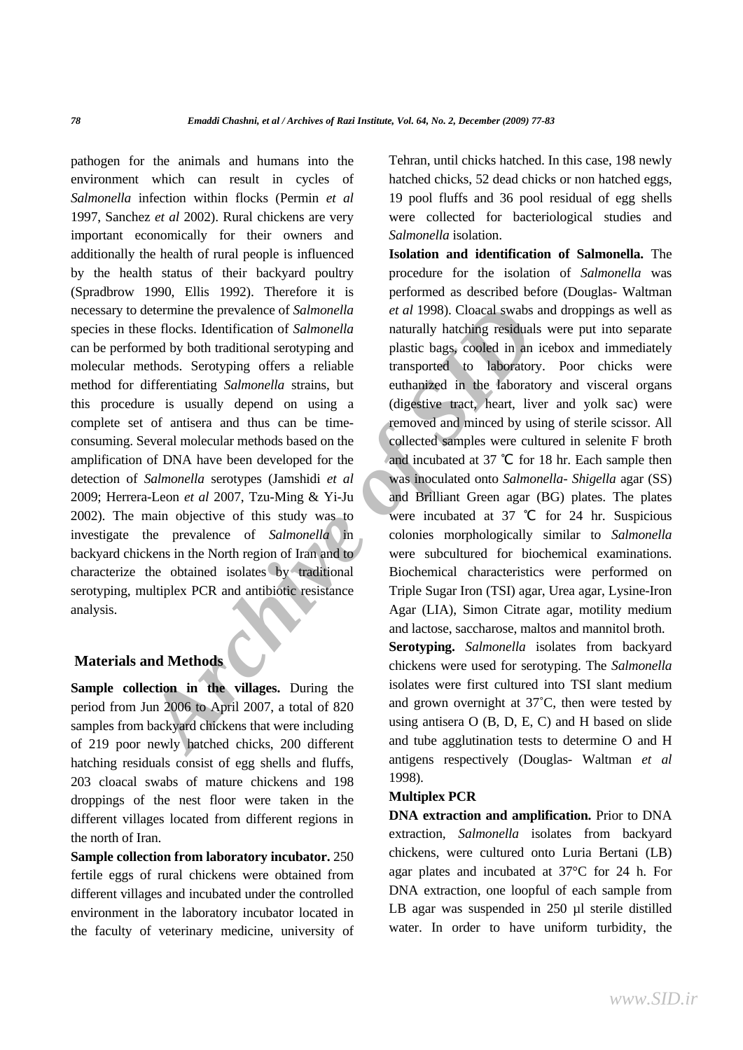pathogen for the animals and humans into the environment which can result in cycles of *Salmonella* infection within flocks (Permin *et al* 1997, Sanchez *et al* 2002). Rural chickens are very important economically for their owners and additionally the health of rural people is influenced by the health status of their backyard poultry (Spradbrow 1990, Ellis 1992). Therefore it is necessary to determine the prevalence of *Salmonella* species in these flocks. Identification of *Salmonella* can be performed by both traditional serotyping and molecular methods. Serotyping offers a reliable method for differentiating *Salmonella* strains, but this procedure is usually depend on using a complete set of antisera and thus can be time-consuming. Several molecular methods based on the amplification of DNA have been developed for the detection of *Salmonella* serotypes (Jamshidi *et al* 2009; Herrera-Leon *et al* 2007, Tzu-Ming & Yi-Ju 2002). The main objective of this study was to investigate the prevalence of *Salmonella* in backyard chickens in the North region of Iran and to characterize the obtained isolates by traditional serotyping, multiplex PCR and antibiotic resistance analysis.

## Materials and Methods

**Sample collection in the villages.** During the period from Jun 2006 to April 2007, a total of 820 samples from backyard chickens that were including of 219 poor newly hatched chicks, 200 different hatching residuals consist of egg shells and fluffs, 203 cloacal swabs of mature chickens and 198 droppings of the nest floor were taken in the different villages located from different regions in the north of Iran.

**Sample collection from laboratory incubator.** 250 fertile eggs of rural chickens were obtained from different villages and incubated under the controlled environment in the laboratory incubator located in the faculty of veterinary medicine, university of Tehran, until chicks hatched. In this case, 198 newly hatched chicks, 52 dead chicks or non hatched eggs, 19 pool fluffs and 36 pool residual of egg shells were collected for bacteriological studies and *Salmonella* isolation.

**Isolation and identification of Salmonella.** The procedure for the isolation of *Salmonella* was performed as described before (Douglas- Waltman *et al* 1998). Cloacal swabs and droppings as well as naturally hatching residuals were put into separate plastic bags, cooled in an icebox and immediately transported to laboratory. Poor chicks were euthanized in the laboratory and visceral organs (digestive tract, heart, liver and yolk sac) were removed and minced by using of sterile scissor. All collected samples were cultured in selenite F broth and incubated at 37 ℃ for 18 hr. Each sample then was inoculated onto *Salmonella- Shigella* agar (SS) and Brilliant Green agar (BG) plates. The plates were incubated at 37 ℃ for 24 hr. Suspicious colonies morphologically similar to *Salmonella* were subcultured for biochemical examinations. Biochemical characteristics were performed on Triple Sugar Iron (TSI) agar, Urea agar, Lysine-Iron Agar (LIA), Simon Citrate agar, motility medium and lactose, saccharose, maltos and mannitol broth.

**Serotyping.** *Salmonella* isolates from backyard chickens were used for serotyping. The *Salmonella* isolates were first cultured into TSI slant medium and grown overnight at 37˚C, then were tested by using antisera O (B, D, E, C) and H based on slide and tube agglutination tests to determine O and H antigens respectively (Douglas- Waltman *et al* 1998).

**Multiplex PCR**

**DNA extraction and amplification.** Prior to DNA extraction, *Salmonella* isolates from backyard chickens, were cultured onto Luria Bertani (LB) agar plates and incubated at 37°C for 24 h. For DNA extraction, one loopful of each sample from LB agar was suspended in 250 µl sterile distilled water. In order to have uniform turbidity, the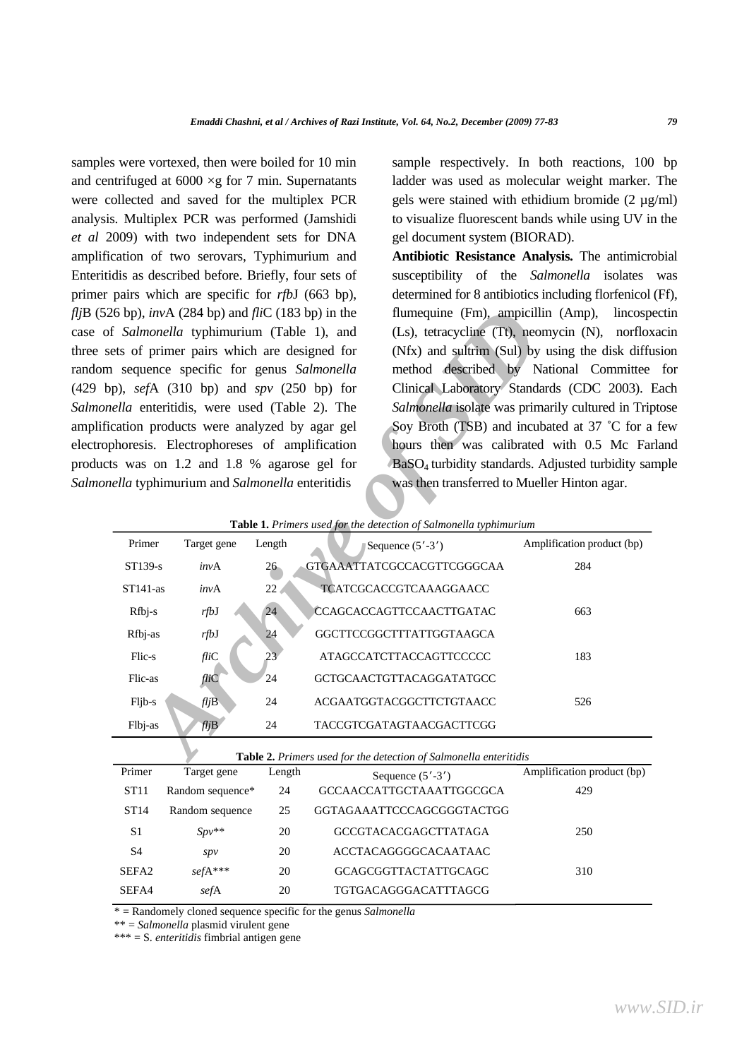samples were vortexed, then were boiled for 10 min and centrifuged at 6000 ×g for 7 min. Supernatants were collected and saved for the multiplex PCR analysis. Multiplex PCR was performed (Jamshidi *et al* 2009) with two independent sets for DNA amplification of two serovars, Typhimurium and Enteritidis as described before. Briefly, four sets of primer pairs which are specific for *rfb*J (663 bp), *flj*B (526 bp), *inv*A (284 bp) and *fli*C (183 bp) in the case of *Salmonella* typhimurium (Table 1), and three sets of primer pairs which are designed for random sequence specific for genus *Salmonella* (429 bp), *sef*A (310 bp) and *spv* (250 bp) for *Salmonella* enteritidis, were used (Table 2). The amplification products were analyzed by agar gel electrophoresis. Electrophoreses of amplification products was on 1.2 and 1.8 % agarose gel for *Salmonella* typhimurium and *Salmonella* enteritidis sample respectively. In both reactions, 100 bp ladder was used as molecular weight marker. The gels were stained with ethidium bromide (2 µg/ml) to visualize fluorescent bands while using UV in the gel document system (BIORAD).

**Antibiotic Resistance Analysis.** The antimicrobial susceptibility of the *Salmonella* isolates was determined for 8 antibiotics including florfenicol (Ff), flumequine (Fm), ampicillin (Amp), lincospectin (Ls), tetracycline (Tt), neomycin (N), norfloxacin (Nfx) and sultrim (Sul) by using the disk diffusion method described by National Committee for Clinical Laboratory Standards (CDC 2003). Each *Salmonella* isolate was primarily cultured in Triptose Soy Broth (TSB) and incubated at 37 °C for a few hours then was calibrated with 0.5 Mc Farland $BaSO_4$ turbidity standards. Adjusted turbidity sample was then transferred to Mueller Hinton agar.

**Table 1.** *Primers used for the detection of Salmonella typhimurium*

| Primer | Target gene | Length | Sequence (5′-3′) | Amplification product (bp) |
|---|---|---|---|---|
| ST139-s | *inv*A | 26 | GTGAAATTATCGCCACGTTCGGGCAA | 284 |
| ST141-as | *inv*A | 22 | TCATCGCACCGTCAAAGGAACC | |
| Rfbj-s | *rfb*J | 24 | CCAGCACCAGTTCCAACTTGATAC | 663 |
| Rfbj-as | *rfb*J | 24 | GGCTTCCGGCTTTATTGGTAAGCA | |
| Flic-s | *fli*C | 23 | ATAGCCATCTTACCAGTTCCCCC | 183 |
| Flic-as | *fli*C | 24 | GCTGCAACTGTTACAGGATATGCC | |
| Fljb-s | *flj*B | 24 | ACGAATGGTACGGCTTCTGTAACC | 526 |
| Flbj-as | *flj*B | 24 | TACCGTCGATAGTAACGACTTCGG | |

**Table 2.** *Primers used for the detection of Salmonella enteritidis*

| Primer | Target gene | Length | Sequence (5′-3′) | Amplification product (bp) |
|---|---|---|---|---|
| ST11 | Random sequence* | 24 | GCCAACCATTGCTAAATTGGCGCA | 429 |
| ST14 | Random sequence | 25 | GGTAGAAATTCCCAGCGGGTACTGG | |
| S1 | *Spv*** | 20 | GCCGTACACGAGCTTATAGA | 250 |
| S4 | *spv* | 20 | ACCTACAGGGGCACAATAAC | |
| SEFA2 | *sef*A*** | 20 | GCAGCGGTTACTATTGCAGC | 310 |
| SEFA4 | *sef*A | 20 | TGTGACAGGGACATTTAGCG | |

* = Randomely cloned sequence specific for the genus *Salmonella*

** = *Salmonella* plasmid virulent gene

*** = S. *enteritidis* fimbrial antigen gene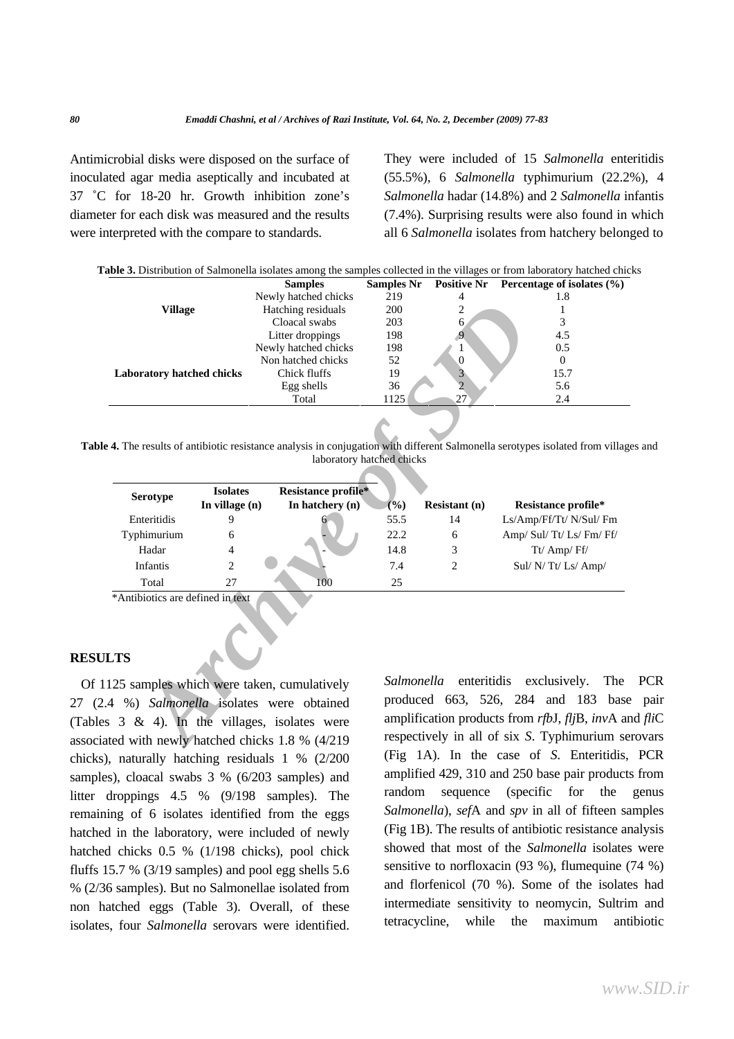Antimicrobial disks were disposed on the surface of inoculated agar media aseptically and incubated at 37 ˚C for 18-20 hr. Growth inhibition zone's diameter for each disk was measured and the results were interpreted with the compare to standards.

They were included of 15 *Salmonella* enteritidis (55.5%), 6 *Salmonella* typhimurium (22.2%), 4 *Salmonella* hadar (14.8%) and 2 *Salmonella* infantis (7.4%). Surprising results were also found in which all 6 *Salmonella* isolates from hatchery belonged to

**Table 3.** Distribution of Salmonella isolates among the samples collected in the villages or from laboratory hatched chicks

| | Samples | Samples Nr | Positive Nr | Percentage of isolates (%) |
|---|---|---|---|---|
| **Village** | Newly hatched chicks | 219 | 4 | 1.8 |
| | Hatching residuals | 200 | 2 | 1 |
| | Cloacal swabs | 203 | 6 | 3 |
| | Litter droppings | 198 | 9 | 4.5 |
| **Laboratory hatched chicks** | Newly hatched chicks | 198 | 1 | 0.5 |
| | Non hatched chicks | 52 | 0 | 0 |
| | Chick fluffs | 19 | 3 | 15.7 |
| | Egg shells | 36 | 2 | 5.6 |
| | Total | 1125 | 27 | 2.4 |

**Table 4.** The results of antibiotic resistance analysis in conjugation with different Salmonella serotypes isolated from villages and laboratory hatched chicks

| Serotype | Isolates In village (n) | Resistance profile* In hatchery (n) | (%) | Resistant (n) | Resistance profile* |
|---|---|---|---|---|---|
| Enteritidis | 9 | 6 | 55.5 | 14 | Ls/Amp/Ff/Tt/ N/Sul/ Fm |
| Typhimurium | 6 | - | 22.2 | 6 | Amp/ Sul/ Tt/ Ls/ Fm/ Ff/ |
| Hadar | 4 | - | 14.8 | 3 | Tt/ Amp/ Ff/ |
| Infantis | 2 | - | 7.4 | 2 | Sul/ N/ Tt/ Ls/ Amp/ |
| Total | 27 | 100 | 25 | | |

*Antibiotics are defined in text

## RESULTS

Of 1125 samples which were taken, cumulatively 27 (2.4 %) *Salmonella* isolates were obtained (Tables 3 & 4). In the villages, isolates were associated with newly hatched chicks 1.8 % (4/219 chicks), naturally hatching residuals 1 % (2/200 samples), cloacal swabs 3 % (6/203 samples) and litter droppings 4.5 % (9/198 samples). The remaining of 6 isolates identified from the eggs hatched in the laboratory, were included of newly hatched chicks 0.5 % (1/198 chicks), pool chick fluffs 15.7 % (3/19 samples) and pool egg shells 5.6 % (2/36 samples). But no Salmonellae isolated from non hatched eggs (Table 3). Overall, of these isolates, four *Salmonella* serovars were identified.

*Salmonella* enteritidis exclusively. The PCR produced 663, 526, 284 and 183 base pair amplification products from *rfb*J, *flj*B, *inv*A and *fli*C respectively in all of six *S*. Typhimurium serovars (Fig 1A). In the case of *S*. Enteritidis, PCR amplified 429, 310 and 250 base pair products from random sequence (specific for the genus *Salmonella*), *sef*A and *spv* in all of fifteen samples (Fig 1B). The results of antibiotic resistance analysis showed that most of the *Salmonella* isolates were sensitive to norfloxacin (93 %), flumequine (74 %) and florfenicol (70 %). Some of the isolates had intermediate sensitivity to neomycin, Sultrim and tetracycline, while the maximum antibiotic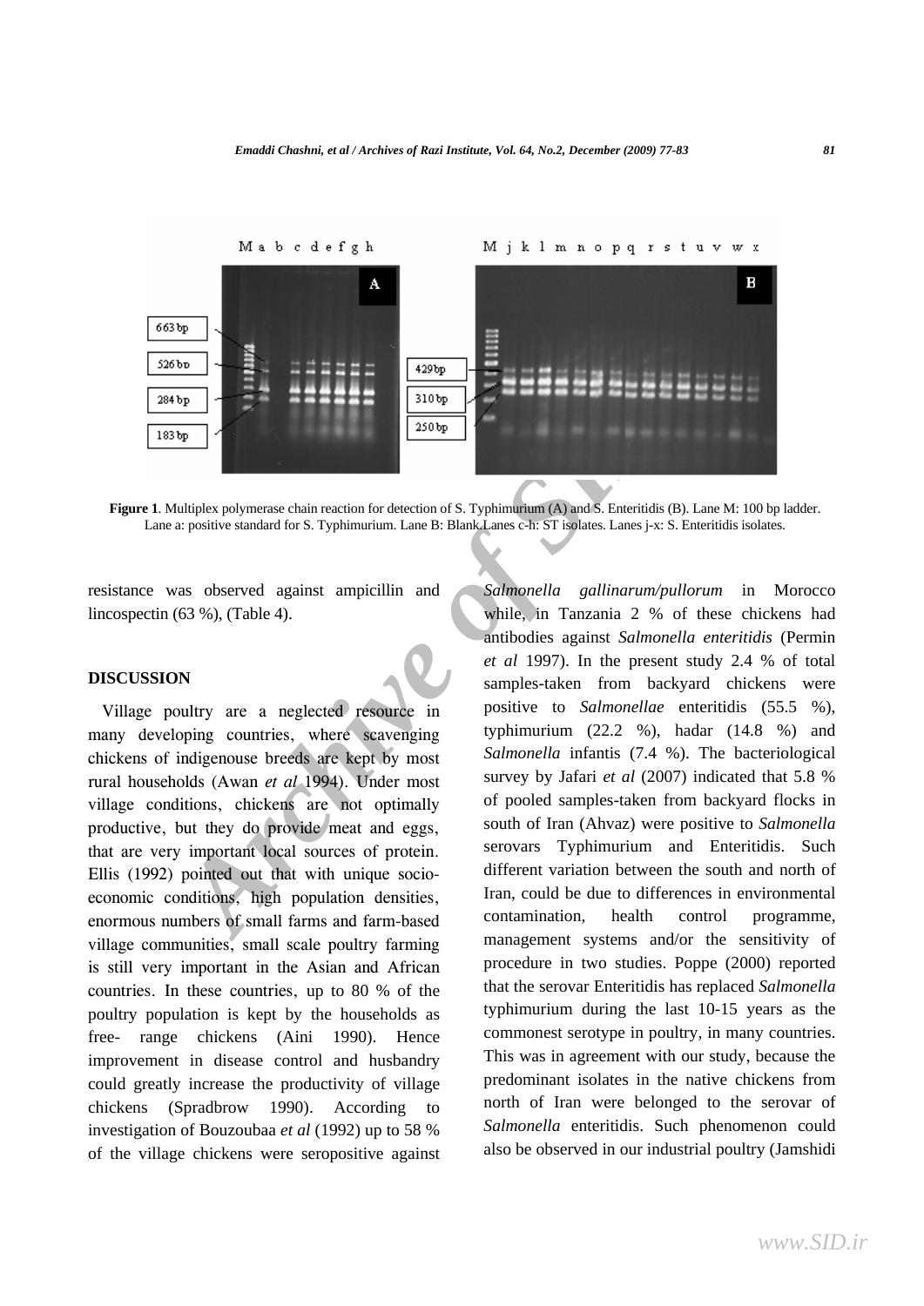**Figure 1**. Multiplex polymerase chain reaction for detection of S. Typhimurium (A) and S. Enteritidis (B). Lane M: 100 bp ladder. Lane a: positive standard for S. Typhimurium. Lane B: Blank.Lanes c-h: ST isolates. Lanes j-x: S. Enteritidis isolates.

resistance was observed against ampicillin and lincospectin (63 %), (Table 4).

## DISCUSSION

Village poultry are a neglected resource in many developing countries, where scavenging chickens of indigenouse breeds are kept by most rural households (Awan *et al* 1994). Under most village conditions, chickens are not optimally productive, but they do provide meat and eggs, that are very important local sources of protein. Ellis (1992) pointed out that with unique socio-economic conditions, high population densities, enormous numbers of small farms and farm-based village communities, small scale poultry farming is still very important in the Asian and African countries. In these countries, up to 80 % of the poultry population is kept by the households as free- range chickens (Aini 1990). Hence improvement in disease control and husbandry could greatly increase the productivity of village chickens (Spradbrow 1990). According to investigation of Bouzoubaa *et al* (1992) up to 58 % of the village chickens were seropositive against *Salmonella gallinarum/pullorum* in Morocco while, in Tanzania 2 % of these chickens had antibodies against *Salmonella enteritidis* (Permin *et al* 1997). In the present study 2.4 % of total samples-taken from backyard chickens were positive to *Salmonellae* enteritidis (55.5 %), typhimurium (22.2 %), hadar (14.8 %) and *Salmonella* infantis (7.4 %). The bacteriological survey by Jafari *et al* (2007) indicated that 5.8 % of pooled samples-taken from backyard flocks in south of Iran (Ahvaz) were positive to *Salmonella* serovars Typhimurium and Enteritidis. Such different variation between the south and north of Iran, could be due to differences in environmental contamination, health control programme, management systems and/or the sensitivity of procedure in two studies. Poppe (2000) reported that the serovar Enteritidis has replaced *Salmonella* typhimurium during the last 10-15 years as the commonest serotype in poultry, in many countries. This was in agreement with our study, because the predominant isolates in the native chickens from north of Iran were belonged to the serovar of *Salmonella* enteritidis. Such phenomenon could also be observed in our industrial poultry (Jamshidi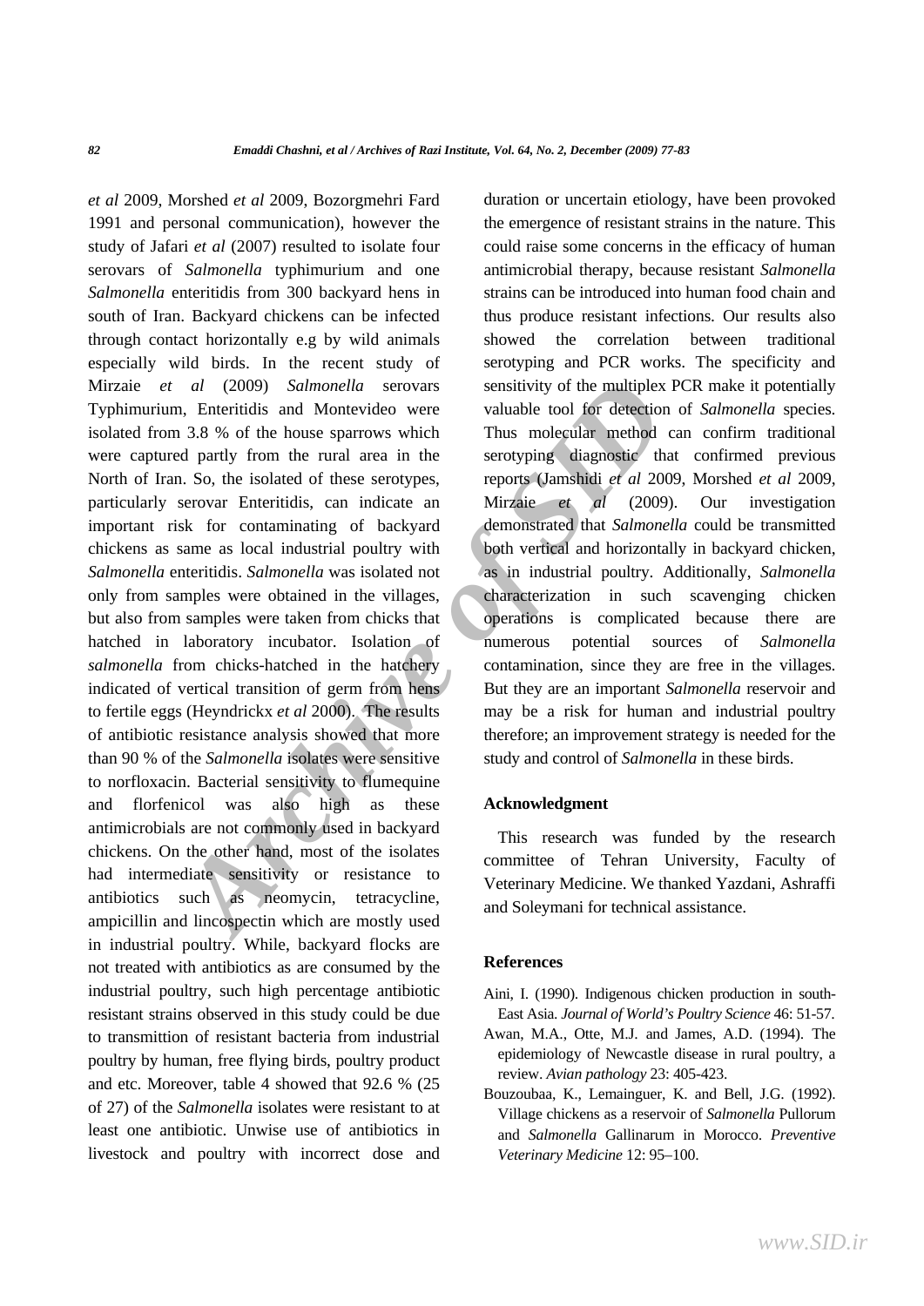*et al* 2009, Morshed *et al* 2009, Bozorgmehri Fard 1991 and personal communication), however the study of Jafari *et al* (2007) resulted to isolate four serovars of *Salmonella* typhimurium and one *Salmonella* enteritidis from 300 backyard hens in south of Iran. Backyard chickens can be infected through contact horizontally e.g by wild animals especially wild birds. In the recent study of Mirzaie *et al* (2009) *Salmonella* serovars Typhimurium, Enteritidis and Montevideo were isolated from 3.8 % of the house sparrows which were captured partly from the rural area in the North of Iran. So, the isolated of these serotypes, particularly serovar Enteritidis, can indicate an important risk for contaminating of backyard chickens as same as local industrial poultry with *Salmonella* enteritidis. *Salmonella* was isolated not only from samples were obtained in the villages, but also from samples were taken from chicks that hatched in laboratory incubator. Isolation of *salmonella* from chicks-hatched in the hatchery indicated of vertical transition of germ from hens to fertile eggs (Heyndrickx *et al* 2000). The results of antibiotic resistance analysis showed that more than 90 % of the *Salmonella* isolates were sensitive to norfloxacin. Bacterial sensitivity to flumequine and florfenicol was also high as these antimicrobials are not commonly used in backyard chickens. On the other hand, most of the isolates had intermediate sensitivity or resistance to antibiotics such as neomycin, tetracycline, ampicillin and lincospectin which are mostly used in industrial poultry. While, backyard flocks are not treated with antibiotics as are consumed by the industrial poultry, such high percentage antibiotic resistant strains observed in this study could be due to transmittion of resistant bacteria from industrial poultry by human, free flying birds, poultry product and etc. Moreover, table 4 showed that 92.6 % (25 of 27) of the *Salmonella* isolates were resistant to at least one antibiotic. Unwise use of antibiotics in livestock and poultry with incorrect dose and duration or uncertain etiology, have been provoked the emergence of resistant strains in the nature. This could raise some concerns in the efficacy of human antimicrobial therapy, because resistant *Salmonella* strains can be introduced into human food chain and thus produce resistant infections. Our results also showed the correlation between traditional serotyping and PCR works. The specificity and sensitivity of the multiplex PCR make it potentially valuable tool for detection of *Salmonella* species. Thus molecular method can confirm traditional serotyping diagnostic that confirmed previous reports (Jamshidi *et al* 2009, Morshed *et al* 2009, Mirzaie *et al* (2009). Our investigation demonstrated that *Salmonella* could be transmitted both vertical and horizontally in backyard chicken, as in industrial poultry. Additionally, *Salmonella* characterization in such scavenging chicken operations is complicated because there are numerous potential sources of *Salmonella* contamination, since they are free in the villages. But they are an important *Salmonella* reservoir and may be a risk for human and industrial poultry therefore; an improvement strategy is needed for the study and control of *Salmonella* in these birds.

## Acknowledgment

This research was funded by the research committee of Tehran University, Faculty of Veterinary Medicine. We thanked Yazdani, Ashraffi and Soleymani for technical assistance.

## References

Aini, I. (1990). Indigenous chicken production in south-East Asia. *Journal of World's Poultry Science* 46: 51-57.

Awan, M.A., Otte, M.J. and James, A.D. (1994). The epidemiology of Newcastle disease in rural poultry, a review. *Avian pathology* 23: 405-423.

Bouzoubaa, K., Lemainguer, K. and Bell, J.G. (1992). Village chickens as a reservoir of *Salmonella* Pullorum and *Salmonella* Gallinarum in Morocco. *Preventive Veterinary Medicine* 12: 95–100.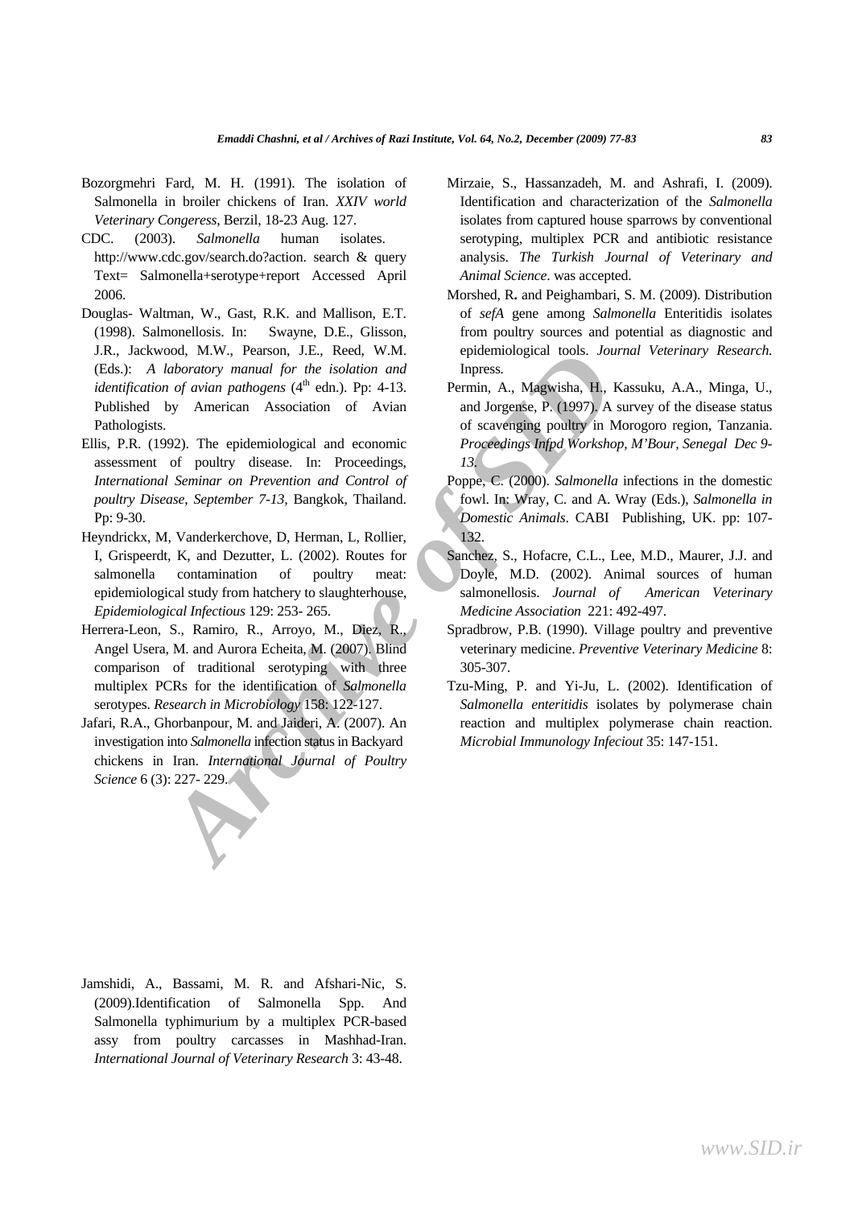Bozorgmehri Fard, M. H. (1991). The isolation of Salmonella in broiler chickens of Iran. *XXIV world Veterinary Congeress*, Berzil, 18-23 Aug. 127.

CDC. (2003). *Salmonella* human isolates. http://www.cdc.gov/search.do?action. search & query Text= Salmonella+serotype+report Accessed April 2006.

Douglas- Waltman, W., Gast, R.K. and Mallison, E.T. (1998). Salmonellosis. In: Swayne, D.E., Glisson, J.R., Jackwood, M.W., Pearson, J.E., Reed, W.M. (Eds.): *A laboratory manual for the isolation and identification of avian pathogens* (4th edn.). Pp: 4-13. Published by American Association of Avian Pathologists.

Ellis, P.R. (1992). The epidemiological and economic assessment of poultry disease. In: Proceedings, *International Seminar on Prevention and Control of poultry Disease, September 7-13*, Bangkok, Thailand. Pp: 9-30.

Heyndrickx, M, Vanderkerchove, D, Herman, L, Rollier, I, Grispeerdt, K, and Dezutter, L. (2002). Routes for salmonella contamination of poultry meat: epidemiological study from hatchery to slaughterhouse, *Epidemiological Infectious* 129: 253- 265.

Herrera-Leon, S., Ramiro, R., Arroyo, M., Diez, R., Angel Usera, M. and Aurora Echeita, M. (2007). Blind comparison of traditional serotyping with three multiplex PCRs for the identification of *Salmonella* serotypes. *Research in Microbiology* 158: 122-127.

Jafari, R.A., Ghorbanpour, M. and Jaideri, A. (2007). An investigation into *Salmonella* infection status in Backyard chickens in Iran. *International Journal of Poultry Science* 6 (3): 227- 229.

Jamshidi, A., Bassami, M. R. and Afshari-Nic, S. (2009).Identification of Salmonella Spp. And Salmonella typhimurium by a multiplex PCR-based assy from poultry carcasses in Mashhad-Iran. *International Journal of Veterinary Research* 3: 43-48.

Mirzaie, S., Hassanzadeh, M. and Ashrafi, I. (2009). Identification and characterization of the *Salmonella* isolates from captured house sparrows by conventional serotyping, multiplex PCR and antibiotic resistance analysis. *The Turkish Journal of Veterinary and Animal Science*. was accepted.

Morshed, R**.** and Peighambari, S. M. (2009). Distribution of *sefA* gene among *Salmonella* Enteritidis isolates from poultry sources and potential as diagnostic and epidemiological tools. *Journal Veterinary Research.* Inpress.

Permin, A., Magwisha, H., Kassuku, A.A., Minga, U., and Jorgense, P. (1997). A survey of the disease status of scavenging poultry in Morogoro region, Tanzania. *Proceedings Infpd Workshop, M'Bour, Senegal Dec 9-13*.

Poppe, C. (2000). *Salmonella* infections in the domestic fowl. In: Wray, C. and A. Wray (Eds.), *Salmonella in Domestic Animals*. CABI Publishing, UK. pp: 107-132.

Sanchez, S., Hofacre, C.L., Lee, M.D., Maurer, J.J. and Doyle, M.D. (2002). Animal sources of human salmonellosis. *Journal of American Veterinary Medicine Association* 221: 492-497.

Spradbrow, P.B. (1990). Village poultry and preventive veterinary medicine. *Preventive Veterinary Medicine* 8: 305-307.

Tzu-Ming, P. and Yi-Ju, L. (2002). Identification of *Salmonella enteritidis* isolates by polymerase chain reaction and multiplex polymerase chain reaction. *Microbial Immunology Infeciout* 35: 147-151.